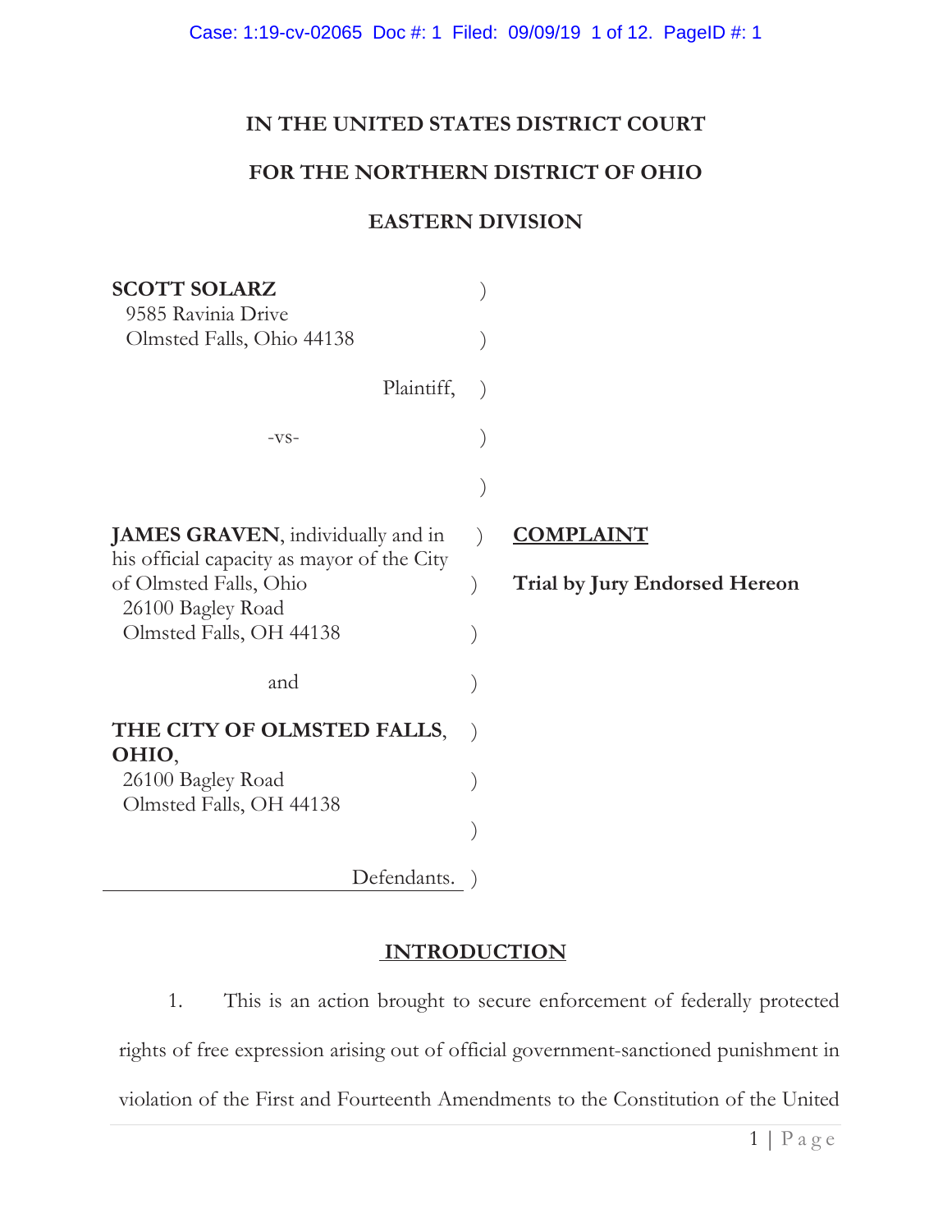# IN THE UNITED STATES DISTRICT COURT

# FOR THE NORTHERN DISTRICT OF OHIO

# EASTERN DIVISION

**SCOTT SOLARZ**
9585 Ravinia Drive
Olmsted Falls, Ohio 44138

Plaintiff,

-vs-

**JAMES GRAVEN**, individually and in his official capacity as mayor of the City of Olmsted Falls, Ohio
26100 Bagley Road
Olmsted Falls, OH 44138

and

**THE CITY OF OLMSTED FALLS, OHIO**,
26100 Bagley Road
Olmsted Falls, OH 44138

Defendants.

**COMPLAINT**

**Trial by Jury Endorsed Hereon**

## INTRODUCTION

1. This is an action brought to secure enforcement of federally protected rights of free expression arising out of official government-sanctioned punishment in violation of the First and Fourteenth Amendments to the Constitution of the United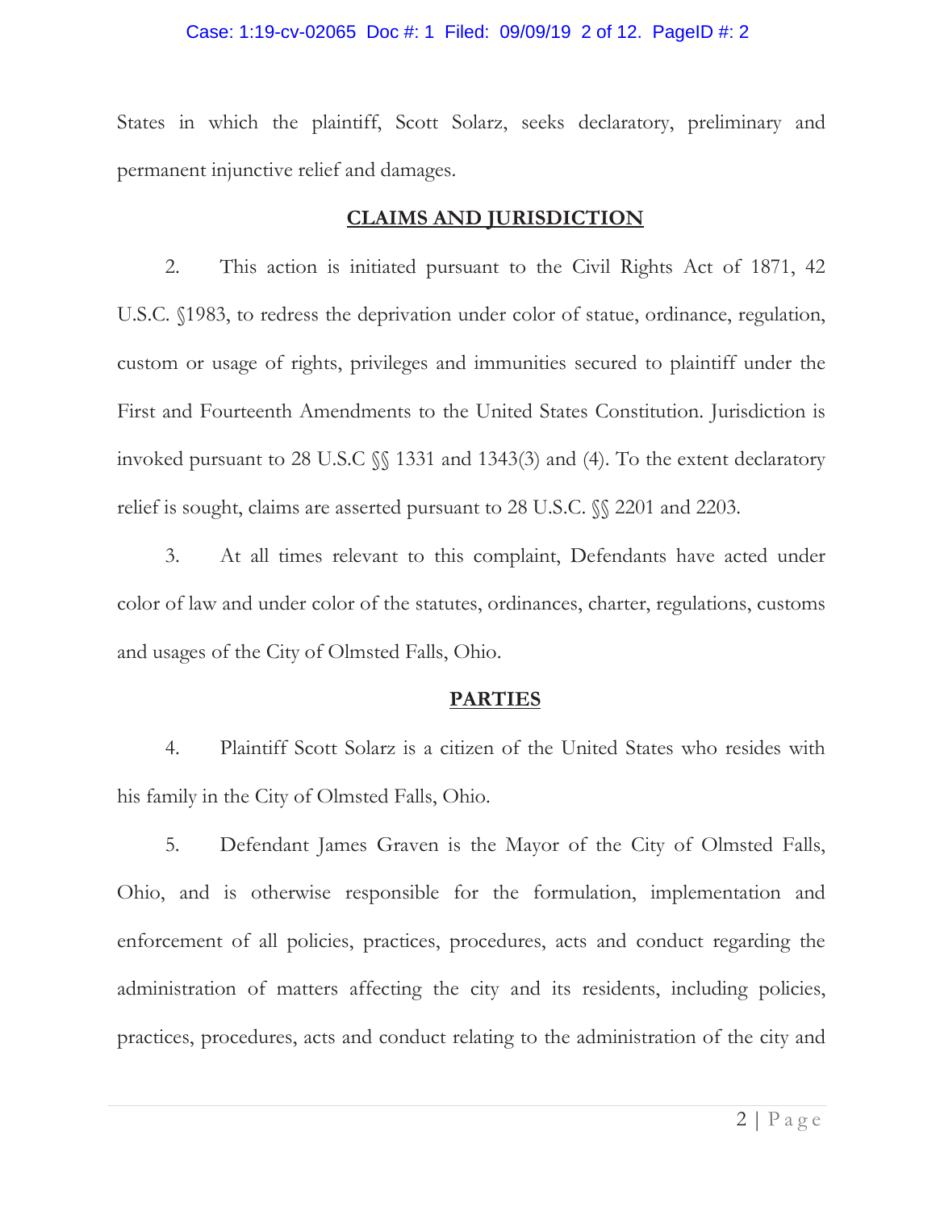States in which the plaintiff, Scott Solarz, seeks declaratory, preliminary and permanent injunctive relief and damages.

## CLAIMS AND JURISDICTION

2. This action is initiated pursuant to the Civil Rights Act of 1871, 42 U.S.C. §1983, to redress the deprivation under color of statue, ordinance, regulation, custom or usage of rights, privileges and immunities secured to plaintiff under the First and Fourteenth Amendments to the United States Constitution. Jurisdiction is invoked pursuant to 28 U.S.C §§ 1331 and 1343(3) and (4). To the extent declaratory relief is sought, claims are asserted pursuant to 28 U.S.C. §§ 2201 and 2203.

3. At all times relevant to this complaint, Defendants have acted under color of law and under color of the statutes, ordinances, charter, regulations, customs and usages of the City of Olmsted Falls, Ohio.

## PARTIES

4. Plaintiff Scott Solarz is a citizen of the United States who resides with his family in the City of Olmsted Falls, Ohio.

5. Defendant James Graven is the Mayor of the City of Olmsted Falls, Ohio, and is otherwise responsible for the formulation, implementation and enforcement of all policies, practices, procedures, acts and conduct regarding the administration of matters affecting the city and its residents, including policies, practices, procedures, acts and conduct relating to the administration of the city and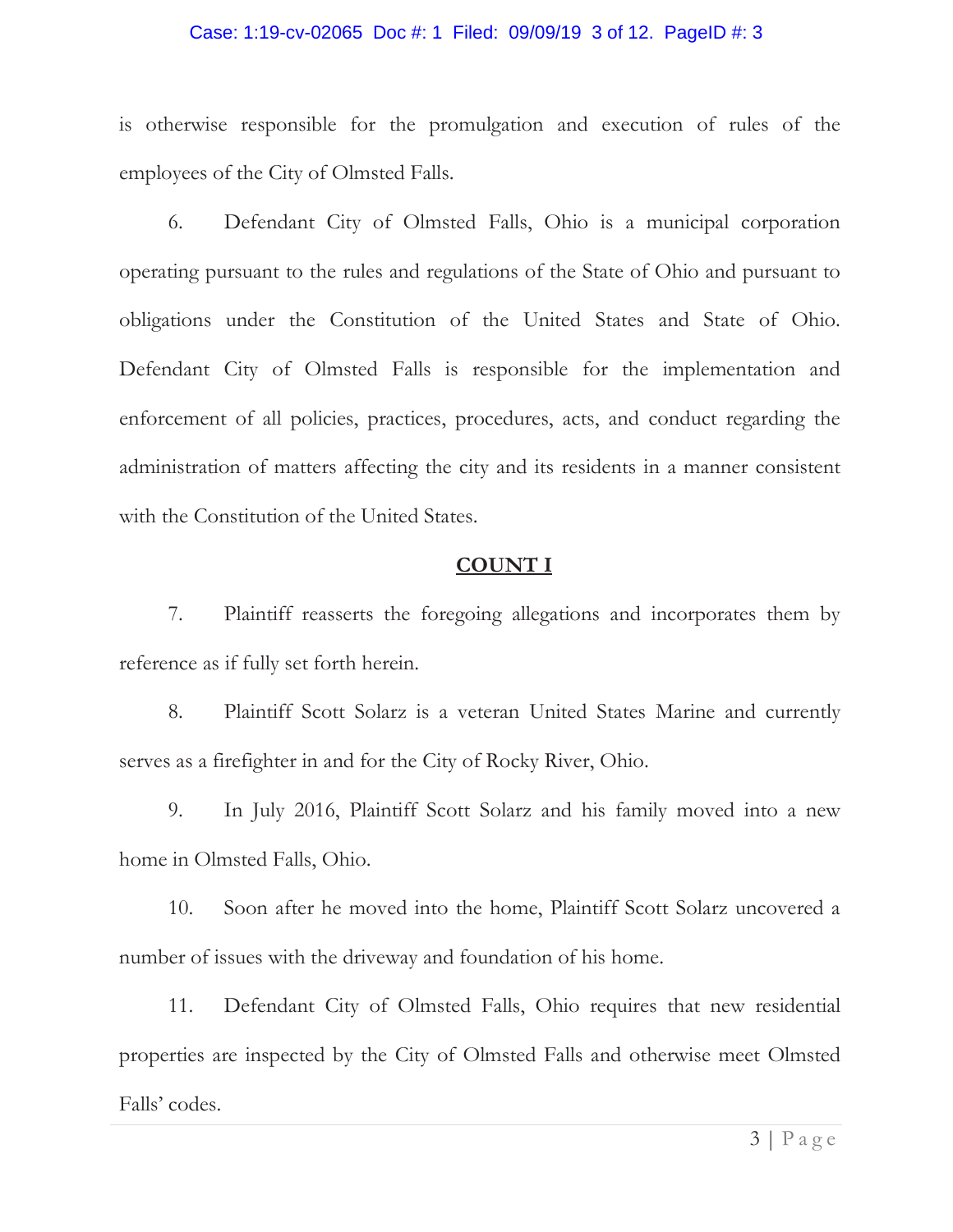is otherwise responsible for the promulgation and execution of rules of the employees of the City of Olmsted Falls.

6. Defendant City of Olmsted Falls, Ohio is a municipal corporation operating pursuant to the rules and regulations of the State of Ohio and pursuant to obligations under the Constitution of the United States and State of Ohio. Defendant City of Olmsted Falls is responsible for the implementation and enforcement of all policies, practices, procedures, acts, and conduct regarding the administration of matters affecting the city and its residents in a manner consistent with the Constitution of the United States.

## **COUNT I**

7. Plaintiff reasserts the foregoing allegations and incorporates them by reference as if fully set forth herein.

8. Plaintiff Scott Solarz is a veteran United States Marine and currently serves as a firefighter in and for the City of Rocky River, Ohio.

9. In July 2016, Plaintiff Scott Solarz and his family moved into a new home in Olmsted Falls, Ohio.

10. Soon after he moved into the home, Plaintiff Scott Solarz uncovered a number of issues with the driveway and foundation of his home.

11. Defendant City of Olmsted Falls, Ohio requires that new residential properties are inspected by the City of Olmsted Falls and otherwise meet Olmsted Falls' codes.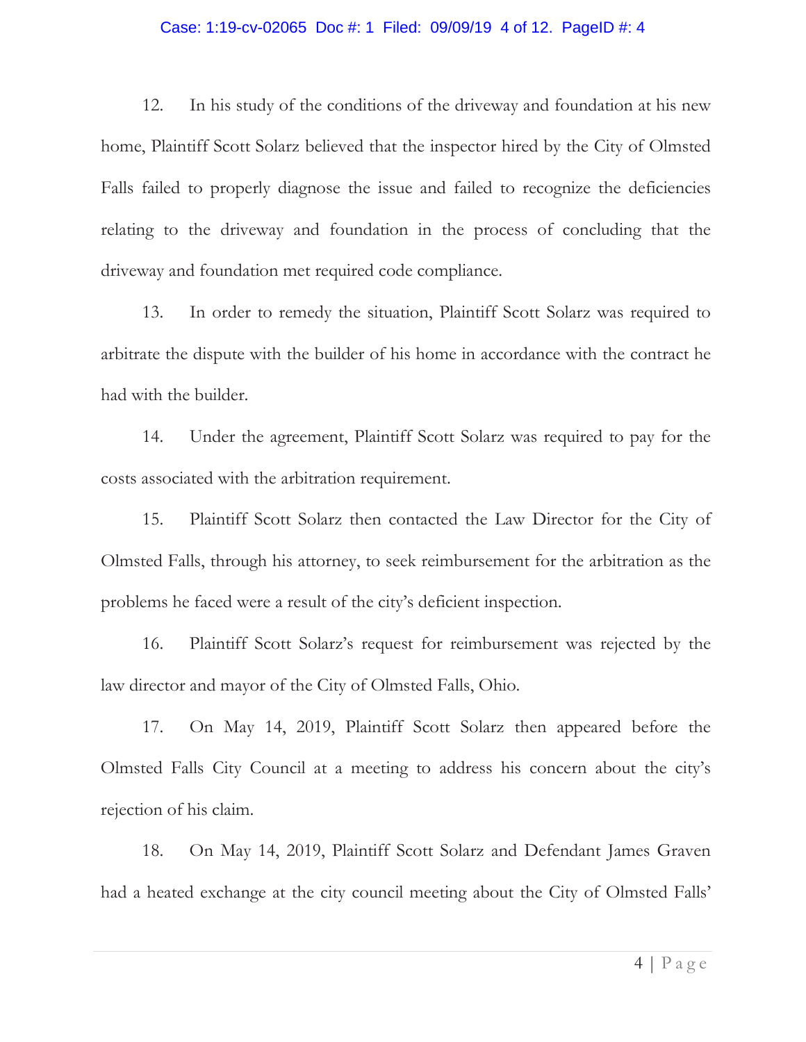12. In his study of the conditions of the driveway and foundation at his new home, Plaintiff Scott Solarz believed that the inspector hired by the City of Olmsted Falls failed to properly diagnose the issue and failed to recognize the deficiencies relating to the driveway and foundation in the process of concluding that the driveway and foundation met required code compliance.

13. In order to remedy the situation, Plaintiff Scott Solarz was required to arbitrate the dispute with the builder of his home in accordance with the contract he had with the builder.

14. Under the agreement, Plaintiff Scott Solarz was required to pay for the costs associated with the arbitration requirement.

15. Plaintiff Scott Solarz then contacted the Law Director for the City of Olmsted Falls, through his attorney, to seek reimbursement for the arbitration as the problems he faced were a result of the city's deficient inspection.

16. Plaintiff Scott Solarz's request for reimbursement was rejected by the law director and mayor of the City of Olmsted Falls, Ohio.

17. On May 14, 2019, Plaintiff Scott Solarz then appeared before the Olmsted Falls City Council at a meeting to address his concern about the city's rejection of his claim.

18. On May 14, 2019, Plaintiff Scott Solarz and Defendant James Graven had a heated exchange at the city council meeting about the City of Olmsted Falls'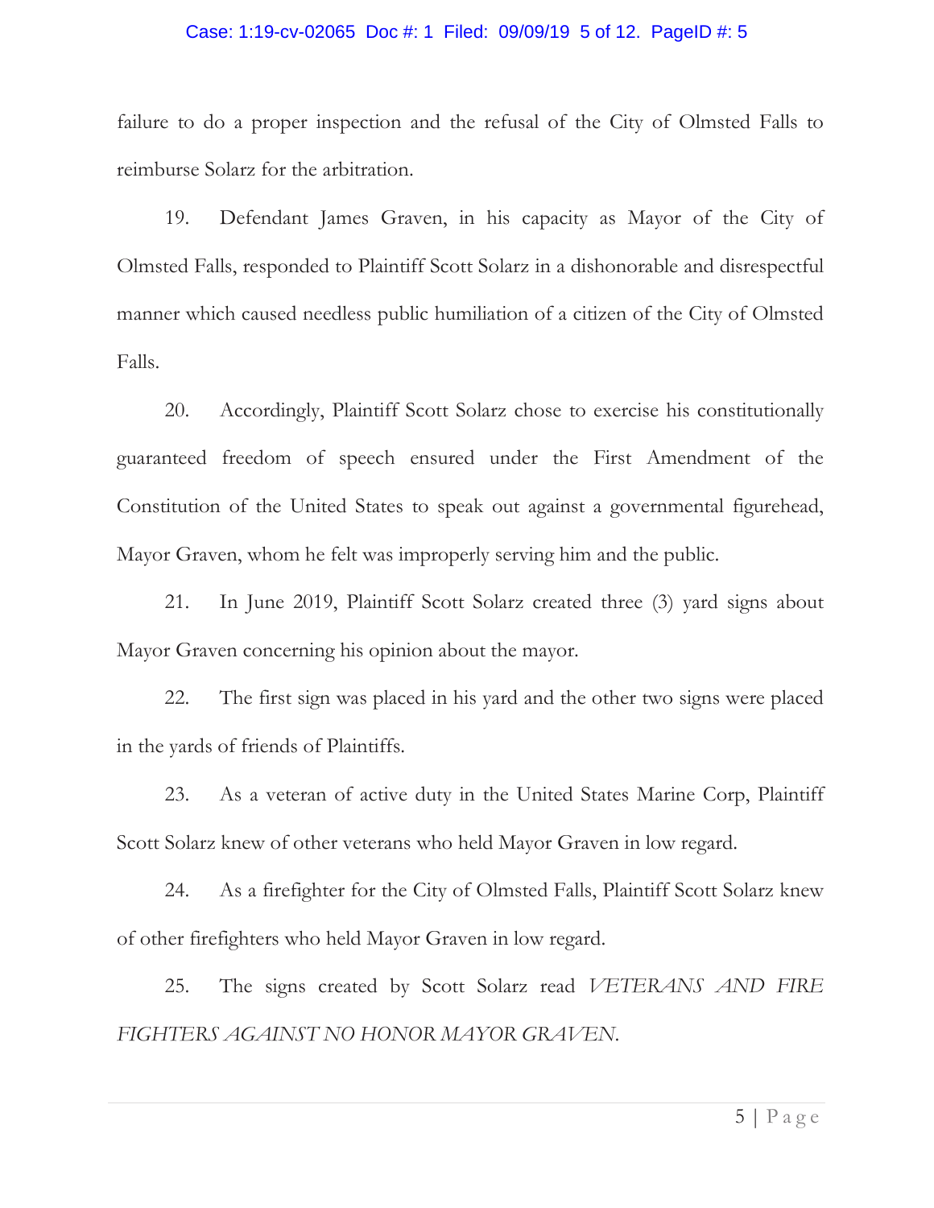failure to do a proper inspection and the refusal of the City of Olmsted Falls to reimburse Solarz for the arbitration.

19. Defendant James Graven, in his capacity as Mayor of the City of Olmsted Falls, responded to Plaintiff Scott Solarz in a dishonorable and disrespectful manner which caused needless public humiliation of a citizen of the City of Olmsted Falls.

20. Accordingly, Plaintiff Scott Solarz chose to exercise his constitutionally guaranteed freedom of speech ensured under the First Amendment of the Constitution of the United States to speak out against a governmental figurehead, Mayor Graven, whom he felt was improperly serving him and the public.

21. In June 2019, Plaintiff Scott Solarz created three (3) yard signs about Mayor Graven concerning his opinion about the mayor.

22. The first sign was placed in his yard and the other two signs were placed in the yards of friends of Plaintiffs.

23. As a veteran of active duty in the United States Marine Corp, Plaintiff Scott Solarz knew of other veterans who held Mayor Graven in low regard.

24. As a firefighter for the City of Olmsted Falls, Plaintiff Scott Solarz knew of other firefighters who held Mayor Graven in low regard.

25. The signs created by Scott Solarz read *VETERANS AND FIRE FIGHTERS AGAINST NO HONOR MAYOR GRAVEN.*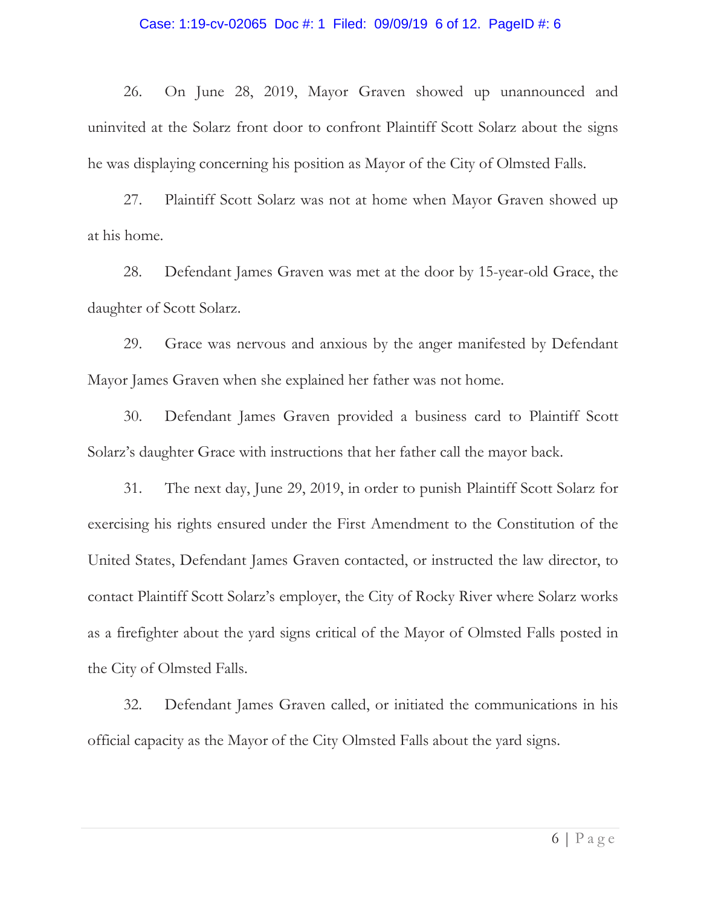26. On June 28, 2019, Mayor Graven showed up unannounced and uninvited at the Solarz front door to confront Plaintiff Scott Solarz about the signs he was displaying concerning his position as Mayor of the City of Olmsted Falls.

27. Plaintiff Scott Solarz was not at home when Mayor Graven showed up at his home.

28. Defendant James Graven was met at the door by 15-year-old Grace, the daughter of Scott Solarz.

29. Grace was nervous and anxious by the anger manifested by Defendant Mayor James Graven when she explained her father was not home.

30. Defendant James Graven provided a business card to Plaintiff Scott Solarz's daughter Grace with instructions that her father call the mayor back.

31. The next day, June 29, 2019, in order to punish Plaintiff Scott Solarz for exercising his rights ensured under the First Amendment to the Constitution of the United States, Defendant James Graven contacted, or instructed the law director, to contact Plaintiff Scott Solarz's employer, the City of Rocky River where Solarz works as a firefighter about the yard signs critical of the Mayor of Olmsted Falls posted in the City of Olmsted Falls.

32. Defendant James Graven called, or initiated the communications in his official capacity as the Mayor of the City Olmsted Falls about the yard signs.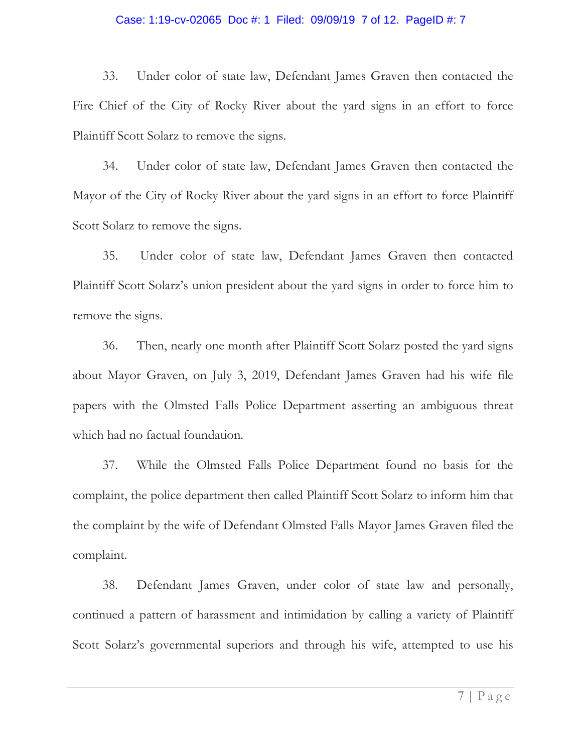33. Under color of state law, Defendant James Graven then contacted the Fire Chief of the City of Rocky River about the yard signs in an effort to force Plaintiff Scott Solarz to remove the signs.

34. Under color of state law, Defendant James Graven then contacted the Mayor of the City of Rocky River about the yard signs in an effort to force Plaintiff Scott Solarz to remove the signs.

35. Under color of state law, Defendant James Graven then contacted Plaintiff Scott Solarz's union president about the yard signs in order to force him to remove the signs.

36. Then, nearly one month after Plaintiff Scott Solarz posted the yard signs about Mayor Graven, on July 3, 2019, Defendant James Graven had his wife file papers with the Olmsted Falls Police Department asserting an ambiguous threat which had no factual foundation.

37. While the Olmsted Falls Police Department found no basis for the complaint, the police department then called Plaintiff Scott Solarz to inform him that the complaint by the wife of Defendant Olmsted Falls Mayor James Graven filed the complaint.

38. Defendant James Graven, under color of state law and personally, continued a pattern of harassment and intimidation by calling a variety of Plaintiff Scott Solarz's governmental superiors and through his wife, attempted to use his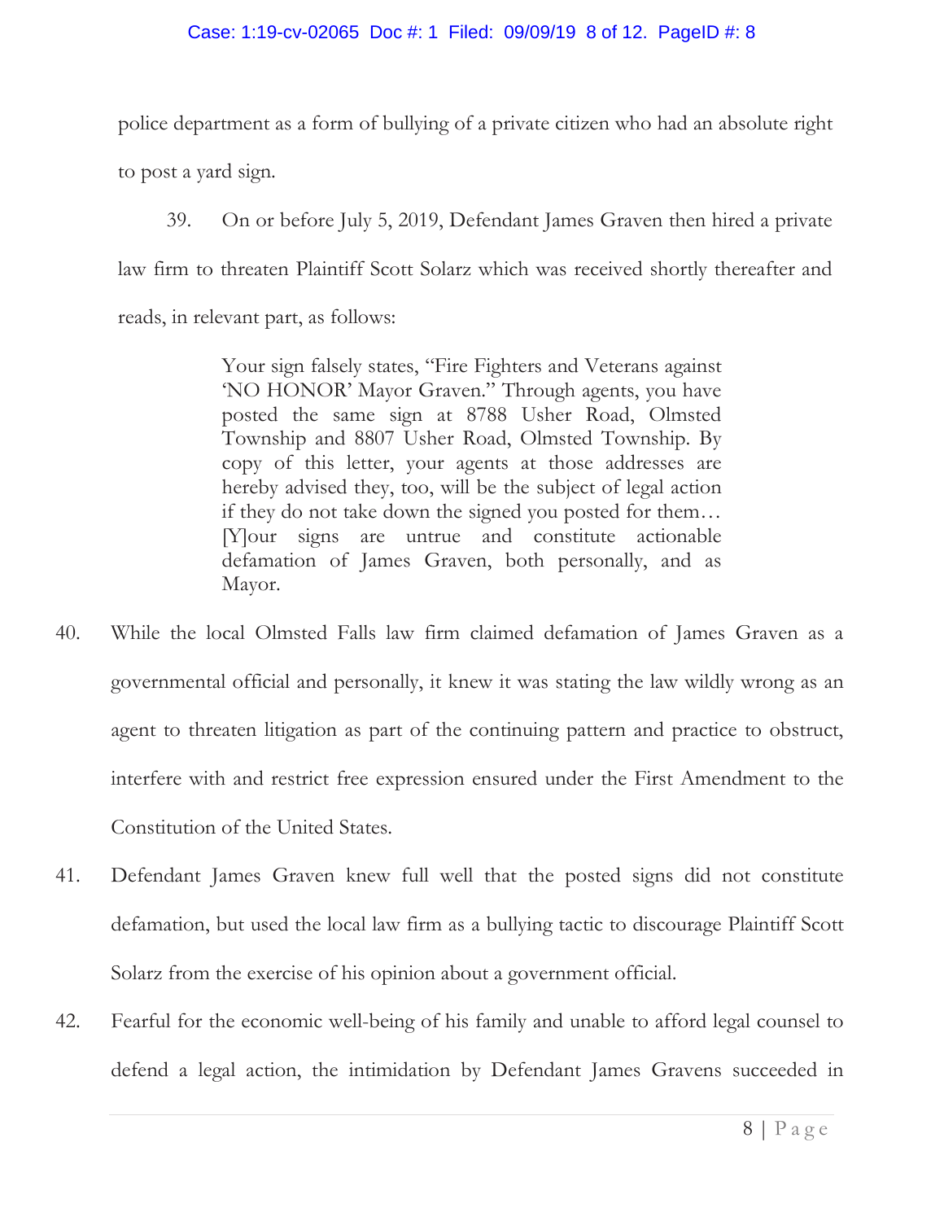police department as a form of bullying of a private citizen who had an absolute right to post a yard sign.

39. On or before July 5, 2019, Defendant James Graven then hired a private law firm to threaten Plaintiff Scott Solarz which was received shortly thereafter and reads, in relevant part, as follows:

> Your sign falsely states, "Fire Fighters and Veterans against 'NO HONOR' Mayor Graven." Through agents, you have posted the same sign at 8788 Usher Road, Olmsted Township and 8807 Usher Road, Olmsted Township. By copy of this letter, your agents at those addresses are hereby advised they, too, will be the subject of legal action if they do not take down the signed you posted for them… [Y]our signs are untrue and constitute actionable defamation of James Graven, both personally, and as Mayor.

40. While the local Olmsted Falls law firm claimed defamation of James Graven as a governmental official and personally, it knew it was stating the law wildly wrong as an agent to threaten litigation as part of the continuing pattern and practice to obstruct, interfere with and restrict free expression ensured under the First Amendment to the Constitution of the United States.

41. Defendant James Graven knew full well that the posted signs did not constitute defamation, but used the local law firm as a bullying tactic to discourage Plaintiff Scott Solarz from the exercise of his opinion about a government official.

42. Fearful for the economic well-being of his family and unable to afford legal counsel to defend a legal action, the intimidation by Defendant James Gravens succeeded in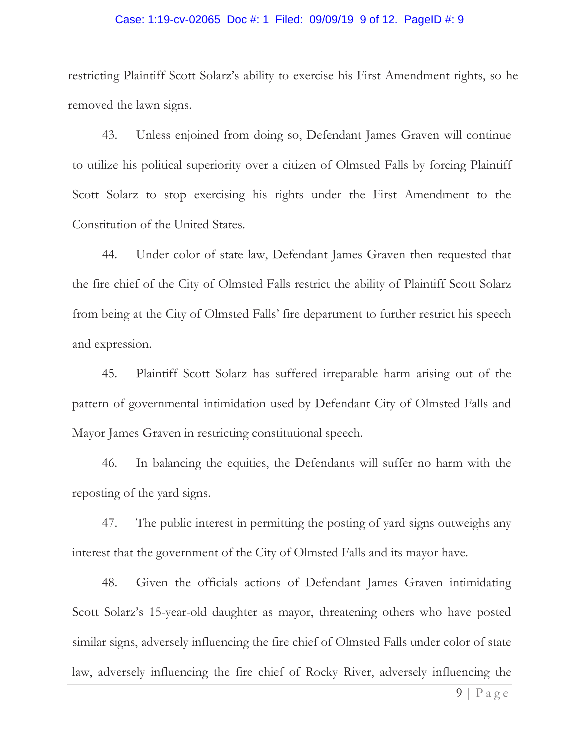restricting Plaintiff Scott Solarz's ability to exercise his First Amendment rights, so he removed the lawn signs.

43. Unless enjoined from doing so, Defendant James Graven will continue to utilize his political superiority over a citizen of Olmsted Falls by forcing Plaintiff Scott Solarz to stop exercising his rights under the First Amendment to the Constitution of the United States.

44. Under color of state law, Defendant James Graven then requested that the fire chief of the City of Olmsted Falls restrict the ability of Plaintiff Scott Solarz from being at the City of Olmsted Falls' fire department to further restrict his speech and expression.

45. Plaintiff Scott Solarz has suffered irreparable harm arising out of the pattern of governmental intimidation used by Defendant City of Olmsted Falls and Mayor James Graven in restricting constitutional speech.

46. In balancing the equities, the Defendants will suffer no harm with the reposting of the yard signs.

47. The public interest in permitting the posting of yard signs outweighs any interest that the government of the City of Olmsted Falls and its mayor have.

48. Given the officials actions of Defendant James Graven intimidating Scott Solarz's 15-year-old daughter as mayor, threatening others who have posted similar signs, adversely influencing the fire chief of Olmsted Falls under color of state law, adversely influencing the fire chief of Rocky River, adversely influencing the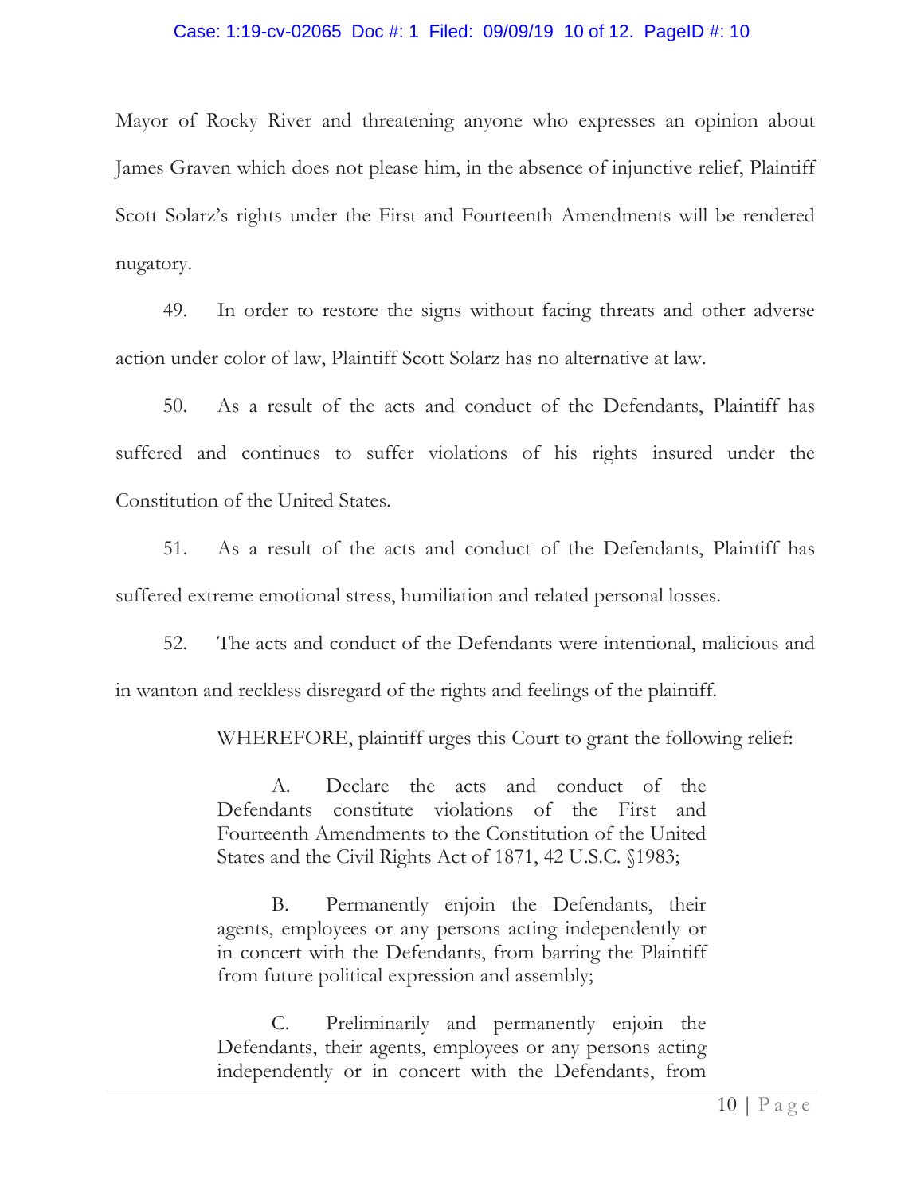Mayor of Rocky River and threatening anyone who expresses an opinion about James Graven which does not please him, in the absence of injunctive relief, Plaintiff Scott Solarz's rights under the First and Fourteenth Amendments will be rendered nugatory.

49. In order to restore the signs without facing threats and other adverse action under color of law, Plaintiff Scott Solarz has no alternative at law.

50. As a result of the acts and conduct of the Defendants, Plaintiff has suffered and continues to suffer violations of his rights insured under the Constitution of the United States.

51. As a result of the acts and conduct of the Defendants, Plaintiff has suffered extreme emotional stress, humiliation and related personal losses.

52. The acts and conduct of the Defendants were intentional, malicious and in wanton and reckless disregard of the rights and feelings of the plaintiff.

WHEREFORE, plaintiff urges this Court to grant the following relief:

A. Declare the acts and conduct of the Defendants constitute violations of the First and Fourteenth Amendments to the Constitution of the United States and the Civil Rights Act of 1871, 42 U.S.C. §1983;

B. Permanently enjoin the Defendants, their agents, employees or any persons acting independently or in concert with the Defendants, from barring the Plaintiff from future political expression and assembly;

C. Preliminarily and permanently enjoin the Defendants, their agents, employees or any persons acting independently or in concert with the Defendants, from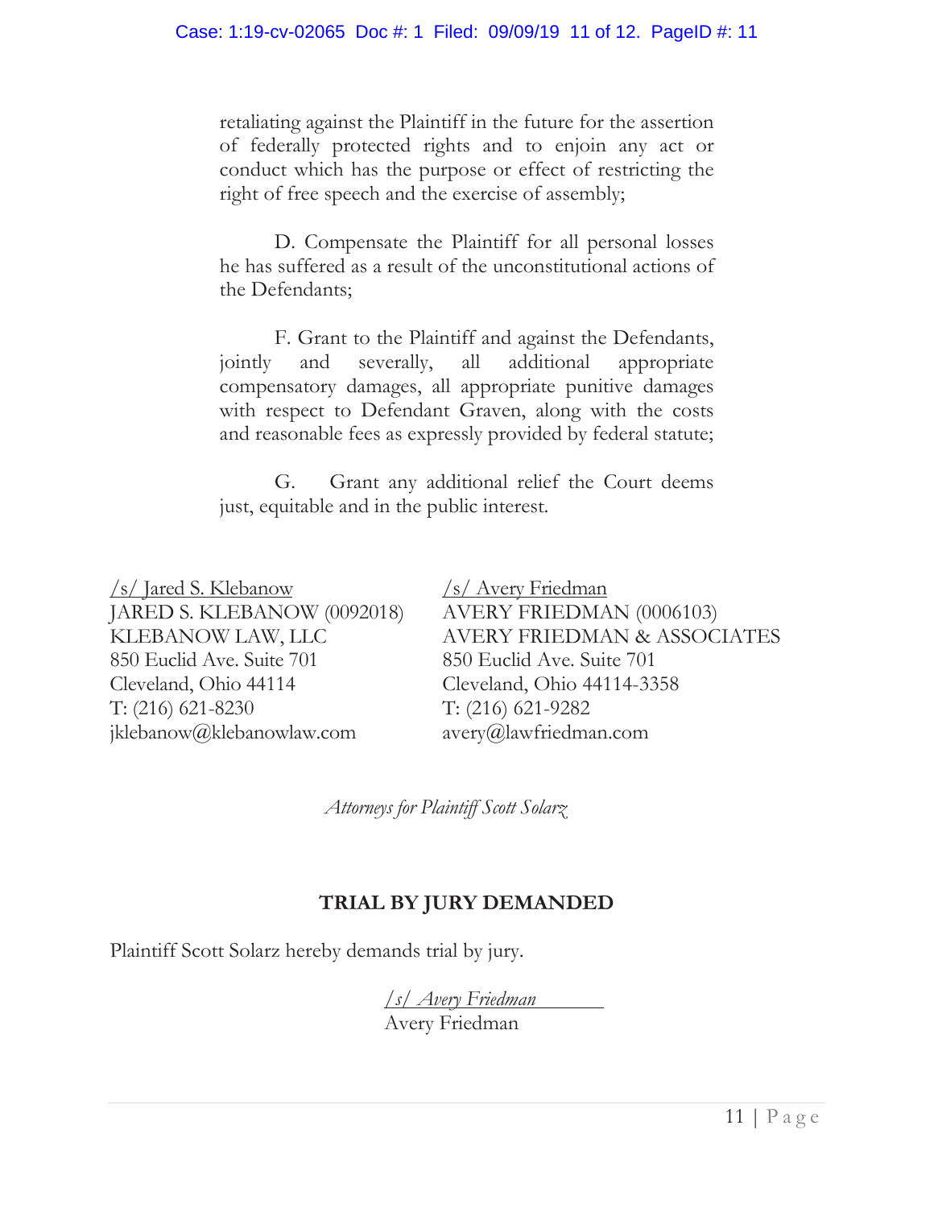retaliating against the Plaintiff in the future for the assertion of federally protected rights and to enjoin any act or conduct which has the purpose or effect of restricting the right of free speech and the exercise of assembly;

D. Compensate the Plaintiff for all personal losses he has suffered as a result of the unconstitutional actions of the Defendants;

F. Grant to the Plaintiff and against the Defendants, jointly and severally, all additional appropriate compensatory damages, all appropriate punitive damages with respect to Defendant Graven, along with the costs and reasonable fees as expressly provided by federal statute;

G. Grant any additional relief the Court deems just, equitable and in the public interest.

/s/ Jared S. Klebanow
JARED S. KLEBANOW (0092018)
KLEBANOW LAW, LLC
850 Euclid Ave. Suite 701
Cleveland, Ohio 44114
T: (216) 621-8230
jklebanow@klebanowlaw.com

/s/ Avery Friedman
AVERY FRIEDMAN (0006103)
AVERY FRIEDMAN & ASSOCIATES
850 Euclid Ave. Suite 701
Cleveland, Ohio 44114-3358
T: (216) 621-9282
avery@lawfriedman.com

*Attorneys for Plaintiff Scott Solarz*

**TRIAL BY JURY DEMANDED**

Plaintiff Scott Solarz hereby demands trial by jury.

*/s/ Avery Friedman*
Avery Friedman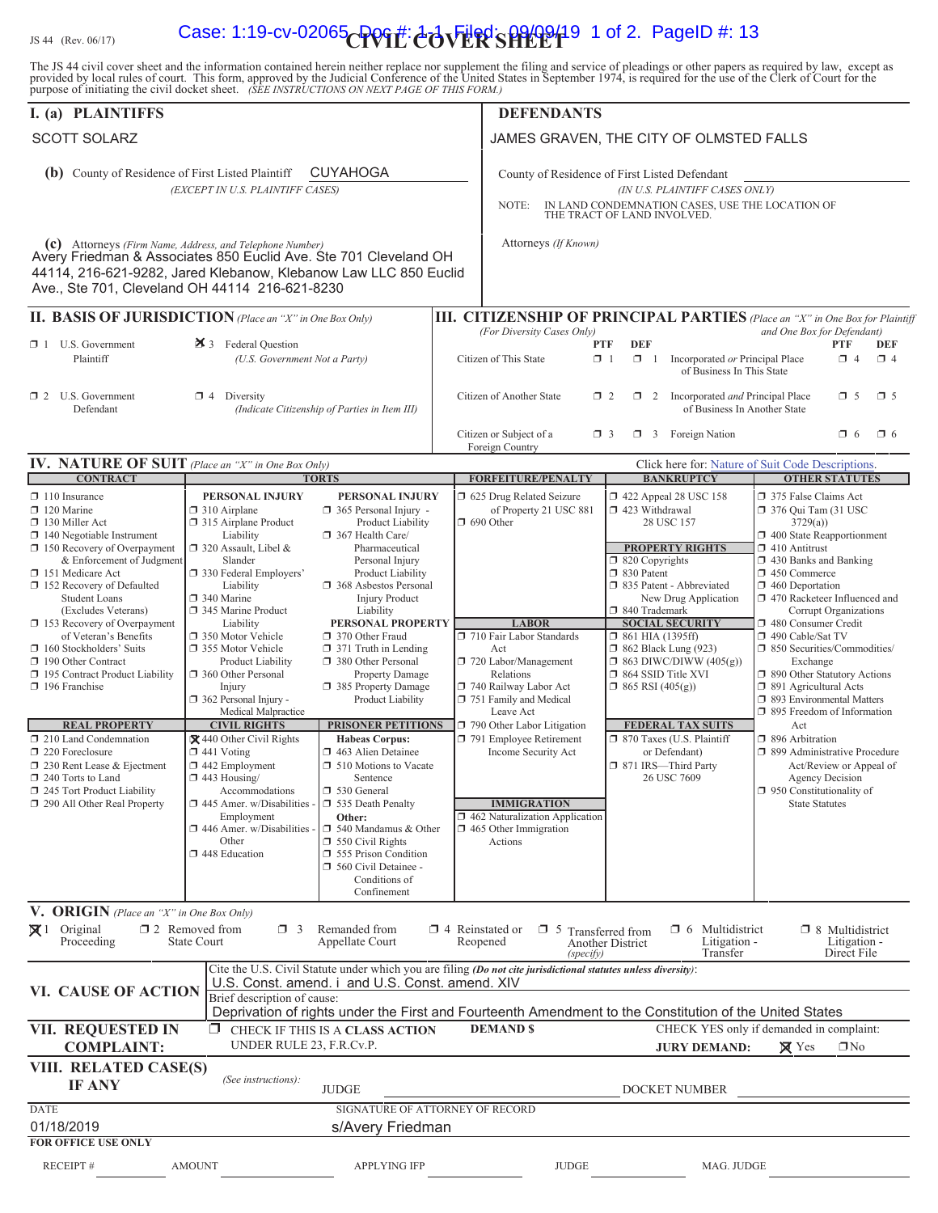JS 44 (Rev. 06/17)

# CIVIL COVER SHEET

The JS 44 civil cover sheet and the information contained herein neither replace nor supplement the filing and service of pleadings or other papers as required by law, except as provided by local rules of court. This form, approved by the Judicial Conference of the United States in September 1974, is required for the use of the Clerk of Court for the purpose of initiating the civil docket sheet. *(SEE INSTRUCTIONS ON NEXT PAGE OF THIS FORM.)*

## I. (a) PLAINTIFFS

SCOTT SOLARZ

## DEFENDANTS

JAMES GRAVEN, THE CITY OF OLMSTED FALLS

**(b)** County of Residence of First Listed Plaintiff: CUYAHOGA
*(EXCEPT IN U.S. PLAINTIFF CASES)*

County of Residence of First Listed Defendant: ____________
*(IN U.S. PLAINTIFF CASES ONLY)*
NOTE: IN LAND CONDEMNATION CASES, USE THE LOCATION OF THE TRACT OF LAND INVOLVED.

**(c)** Attorneys *(Firm Name, Address, and Telephone Number)*
Avery Friedman & Associates 850 Euclid Ave. Ste 701 Cleveland OH 44114, 216-621-9282, Jared Klebanow, Klebanow Law LLC 850 Euclid Ave., Ste 701, Cleveland OH 44114 216-621-8230

Attorneys *(If Known)*

## II. BASIS OF JURISDICTION *(Place an "X" in One Box Only)*

- ☐ 1 U.S. Government Plaintiff
- ☒ 3 Federal Question (U.S. Government Not a Party)
- ☐ 2 U.S. Government Defendant
- ☐ 4 Diversity (Indicate Citizenship of Parties in Item III)

## III. CITIZENSHIP OF PRINCIPAL PARTIES *(Place an "X" in One Box for Plaintiff and One Box for Defendant)* (For Diversity Cases Only)

| | PTF | DEF | | PTF | DEF |
|---|---|---|---|---|---|
| Citizen of This State | ☐ 1 | ☐ 1 | Incorporated *or* Principal Place of Business In This State | ☐ 4 | ☐ 4 |
| Citizen of Another State | ☐ 2 | ☐ 2 | Incorporated *and* Principal Place of Business In Another State | ☐ 5 | ☐ 5 |
| Citizen or Subject of a Foreign Country | ☐ 3 | ☐ 3 | Foreign Nation | ☐ 6 | ☐ 6 |

## IV. NATURE OF SUIT *(Place an "X" in One Box Only)*

Click here for: Nature of Suit Code Descriptions.

**CONTRACT**
☐ 110 Insurance; ☐ 120 Marine; ☐ 130 Miller Act; ☐ 140 Negotiable Instrument; ☐ 150 Recovery of Overpayment & Enforcement of Judgment; ☐ 151 Medicare Act; ☐ 152 Recovery of Defaulted Student Loans (Excludes Veterans); ☐ 153 Recovery of Overpayment of Veteran's Benefits; ☐ 160 Stockholders' Suits; ☐ 190 Other Contract; ☐ 195 Contract Product Liability; ☐ 196 Franchise

**REAL PROPERTY**
☐ 210 Land Condemnation; ☐ 220 Foreclosure; ☐ 230 Rent Lease & Ejectment; ☐ 240 Torts to Land; ☐ 245 Tort Product Liability; ☐ 290 All Other Real Property

**TORTS — PERSONAL INJURY**
☐ 310 Airplane; ☐ 315 Airplane Product Liability; ☐ 320 Assault, Libel & Slander; ☐ 330 Federal Employers' Liability; ☐ 340 Marine; ☐ 345 Marine Product Liability; ☐ 350 Motor Vehicle; ☐ 355 Motor Vehicle Product Liability; ☐ 360 Other Personal Injury; ☐ 362 Personal Injury - Medical Malpractice

**TORTS — PERSONAL INJURY**
☐ 365 Personal Injury - Product Liability; ☐ 367 Health Care/ Pharmaceutical Personal Injury Product Liability; ☐ 368 Asbestos Personal Injury Product Liability

**PERSONAL PROPERTY**
☐ 370 Other Fraud; ☐ 371 Truth in Lending; ☐ 380 Other Personal Property Damage; ☐ 385 Property Damage Product Liability

**CIVIL RIGHTS**
☒ 440 Other Civil Rights; ☐ 441 Voting; ☐ 442 Employment; ☐ 443 Housing/ Accommodations; ☐ 445 Amer. w/Disabilities - Employment; ☐ 446 Amer. w/Disabilities - Other; ☐ 448 Education

**PRISONER PETITIONS**
Habeas Corpus: ☐ 463 Alien Detainee; ☐ 510 Motions to Vacate Sentence; ☐ 530 General; ☐ 535 Death Penalty
Other: ☐ 540 Mandamus & Other; ☐ 550 Civil Rights; ☐ 555 Prison Condition; ☐ 560 Civil Detainee - Conditions of Confinement

**FORFEITURE/PENALTY**
☐ 625 Drug Related Seizure of Property 21 USC 881; ☐ 690 Other

**LABOR**
☐ 710 Fair Labor Standards Act; ☐ 720 Labor/Management Relations; ☐ 740 Railway Labor Act; ☐ 751 Family and Medical Leave Act; ☐ 790 Other Labor Litigation; ☐ 791 Employee Retirement Income Security Act

**IMMIGRATION**
☐ 462 Naturalization Application; ☐ 465 Other Immigration Actions

**BANKRUPTCY**
☐ 422 Appeal 28 USC 158; ☐ 423 Withdrawal 28 USC 157

**PROPERTY RIGHTS**
☐ 820 Copyrights; ☐ 830 Patent; ☐ 835 Patent - Abbreviated New Drug Application; ☐ 840 Trademark

**SOCIAL SECURITY**
☐ 861 HIA (1395ff); ☐ 862 Black Lung (923); ☐ 863 DIWC/DIWW (405(g)); ☐ 864 SSID Title XVI; ☐ 865 RSI (405(g))

**FEDERAL TAX SUITS**
☐ 870 Taxes (U.S. Plaintiff or Defendant); ☐ 871 IRS—Third Party 26 USC 7609

**OTHER STATUTES**
☐ 375 False Claims Act; ☐ 376 Qui Tam (31 USC 3729(a)); ☐ 400 State Reapportionment; ☐ 410 Antitrust; ☐ 430 Banks and Banking; ☐ 450 Commerce; ☐ 460 Deportation; ☐ 470 Racketeer Influenced and Corrupt Organizations; ☐ 480 Consumer Credit; ☐ 490 Cable/Sat TV; ☐ 850 Securities/Commodities/ Exchange; ☐ 890 Other Statutory Actions; ☐ 891 Agricultural Acts; ☐ 893 Environmental Matters; ☐ 895 Freedom of Information Act; ☐ 896 Arbitration; ☐ 899 Administrative Procedure Act/Review or Appeal of Agency Decision; ☐ 950 Constitutionality of State Statutes

## V. ORIGIN *(Place an "X" in One Box Only)*

- ☒ 1 Original Proceeding
- ☐ 2 Removed from State Court
- ☐ 3 Remanded from Appellate Court
- ☐ 4 Reinstated or Reopened
- ☐ 5 Transferred from Another District *(specify)*
- ☐ 6 Multidistrict Litigation - Transfer
- ☐ 8 Multidistrict Litigation - Direct File

## VI. CAUSE OF ACTION

Cite the U.S. Civil Statute under which you are filing *(Do not cite jurisdictional statutes unless diversity)*:
U.S. Const. amend. i and U.S. Const. amend. XIV

Brief description of cause:
Deprivation of rights under the First and Fourteenth Amendment to the Constitution of the United States

## VII. REQUESTED IN COMPLAINT:

☐ CHECK IF THIS IS A CLASS ACTION UNDER RULE 23, F.R.Cv.P.

DEMAND $

CHECK YES only if demanded in complaint:
JURY DEMAND: ☒ Yes ☐ No

## VIII. RELATED CASE(S) IF ANY

*(See instructions)*: JUDGE ____________ DOCKET NUMBER ____________

DATE: 01/18/2019

SIGNATURE OF ATTORNEY OF RECORD: s/Avery Friedman

**FOR OFFICE USE ONLY**

RECEIPT # ______ AMOUNT ______ APPLYING IFP ______ JUDGE ______ MAG. JUDGE ______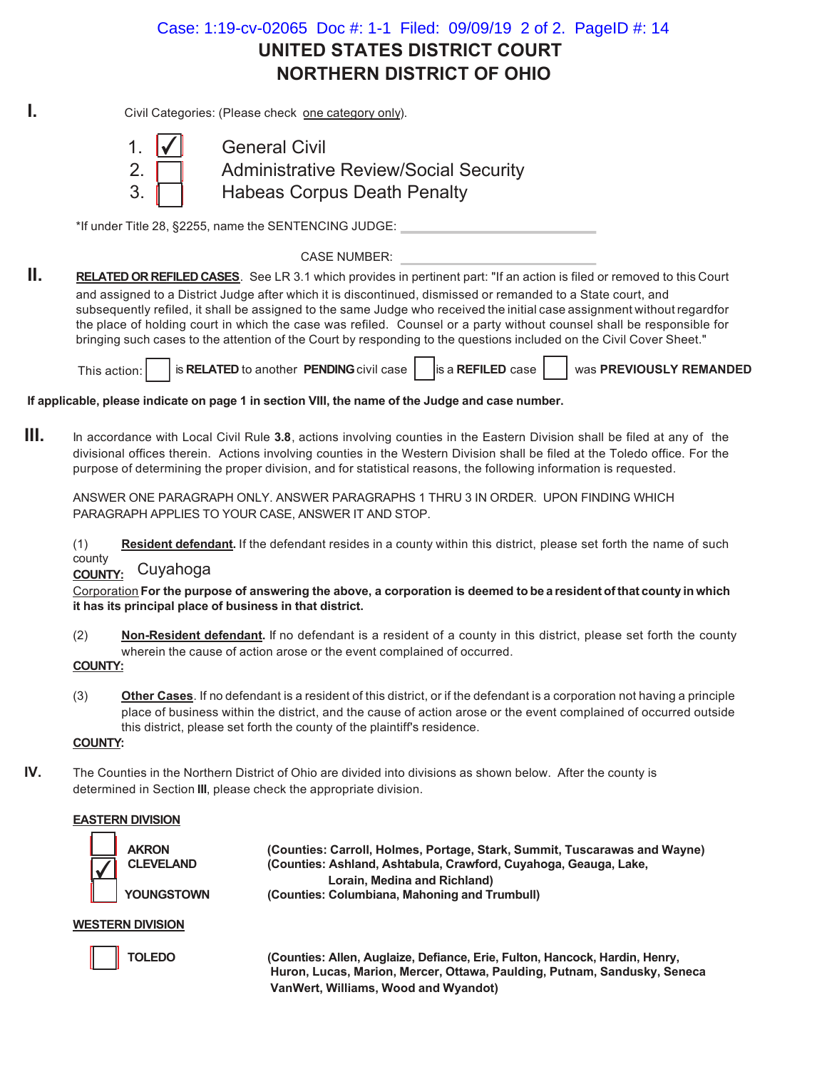# UNITED STATES DISTRICT COURT
# NORTHERN DISTRICT OF OHIO

**I.** Civil Categories: (Please check one category only).

1. [✓] General Civil
2. [ ] Administrative Review/Social Security
3. [ ] Habeas Corpus Death Penalty

*If under Title 28, §2255, name the SENTENCING JUDGE: ____________________

CASE NUMBER: ____________________

**II.** **RELATED OR REFILED CASES**. See LR 3.1 which provides in pertinent part: "If an action is filed or removed to this Court and assigned to a District Judge after which it is discontinued, dismissed or remanded to a State court, and subsequently refiled, it shall be assigned to the same Judge who received the initial case assignment without regardfor the place of holding court in which the case was refiled. Counsel or a party without counsel shall be responsible for bringing such cases to the attention of the Court by responding to the questions included on the Civil Cover Sheet."

This action: [ ] is **RELATED** to another **PENDING** civil case [ ] is a **REFILED** case [ ] was **PREVIOUSLY REMANDED**

**If applicable, please indicate on page 1 in section VIII, the name of the Judge and case number.**

**III.** In accordance with Local Civil Rule **3.8**, actions involving counties in the Eastern Division shall be filed at any of the divisional offices therein. Actions involving counties in the Western Division shall be filed at the Toledo office. For the purpose of determining the proper division, and for statistical reasons, the following information is requested.

ANSWER ONE PARAGRAPH ONLY. ANSWER PARAGRAPHS 1 THRU 3 IN ORDER. UPON FINDING WHICH PARAGRAPH APPLIES TO YOUR CASE, ANSWER IT AND STOP.

(1) **Resident defendant.** If the defendant resides in a county within this district, please set forth the name of such county

**COUNTY:** Cuyahoga

Corporation **For the purpose of answering the above, a corporation is deemed to be a resident of that county in which it has its principal place of business in that district.**

(2) **Non-Resident defendant.** If no defendant is a resident of a county in this district, please set forth the county wherein the cause of action arose or the event complained of occurred.

**COUNTY:**

(3) **Other Cases**. If no defendant is a resident of this district, or if the defendant is a corporation not having a principle place of business within the district, and the cause of action arose or the event complained of occurred outside this district, please set forth the county of the plaintiff's residence.

**COUNTY:**

**IV.** The Counties in the Northern District of Ohio are divided into divisions as shown below. After the county is determined in Section **III**, please check the appropriate division.

**EASTERN DIVISION**

| | Division | Counties |
|---|---|---|
| [ ] | **AKRON** | **(Counties: Carroll, Holmes, Portage, Stark, Summit, Tuscarawas and Wayne)** |
| [✓] | **CLEVELAND** | **(Counties: Ashland, Ashtabula, Crawford, Cuyahoga, Geauga, Lake, Lorain, Medina and Richland)** |
| [ ] | **YOUNGSTOWN** | **(Counties: Columbiana, Mahoning and Trumbull)** |

**WESTERN DIVISION**

| | Division | Counties |
|---|---|---|
| [ ] | **TOLEDO** | **(Counties: Allen, Auglaize, Defiance, Erie, Fulton, Hancock, Hardin, Henry, Huron, Lucas, Marion, Mercer, Ottawa, Paulding, Putnam, Sandusky, Seneca VanWert, Williams, Wood and Wyandot)** |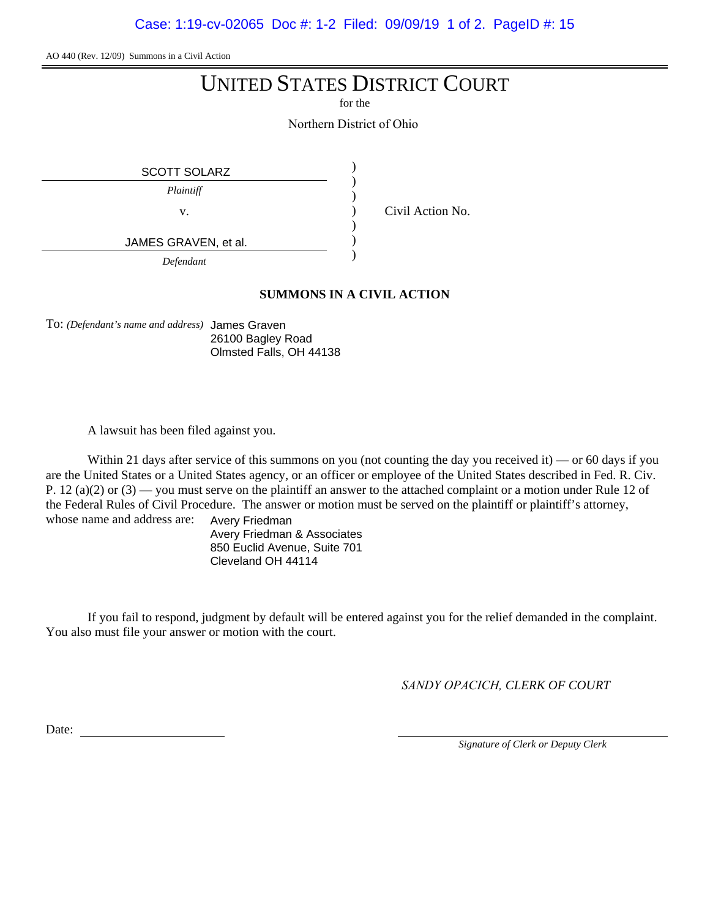AO 440 (Rev. 12/09) Summons in a Civil Action

# UNITED STATES DISTRICT COURT

for the

Northern District of Ohio

| | | |
|---|---|---|
| SCOTT SOLARZ | ) | |
| *Plaintiff* | ) | |
| v. | ) | Civil Action No. |
| JAMES GRAVEN, et al. | ) | |
| *Defendant* | ) | |

## SUMMONS IN A CIVIL ACTION

To: *(Defendant's name and address)* James Graven
26100 Bagley Road
Olmsted Falls, OH 44138

A lawsuit has been filed against you.

Within 21 days after service of this summons on you (not counting the day you received it) — or 60 days if you are the United States or a United States agency, or an officer or employee of the United States described in Fed. R. Civ. P. 12 (a)(2) or (3) — you must serve on the plaintiff an answer to the attached complaint or a motion under Rule 12 of the Federal Rules of Civil Procedure. The answer or motion must be served on the plaintiff or plaintiff's attorney, whose name and address are: Avery Friedman
Avery Friedman & Associates
850 Euclid Avenue, Suite 701
Cleveland OH 44114

If you fail to respond, judgment by default will be entered against you for the relief demanded in the complaint. You also must file your answer or motion with the court.

*SANDY OPACICH, CLERK OF COURT*

Date: ____________________

____________________
*Signature of Clerk or Deputy Clerk*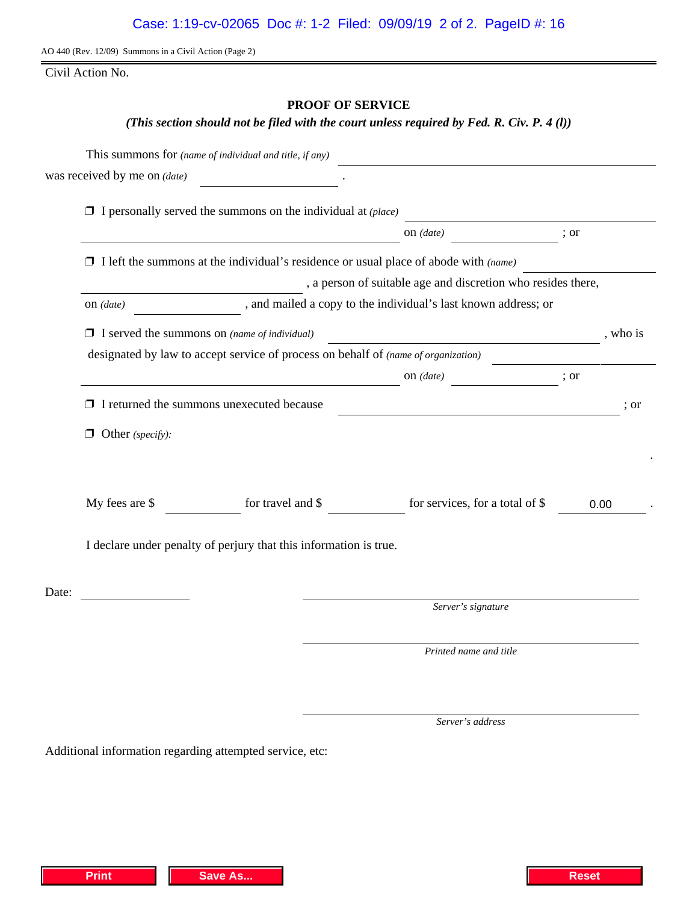AO 440 (Rev. 12/09) Summons in a Civil Action (Page 2)

Civil Action No.

## PROOF OF SERVICE

***(This section should not be filed with the court unless required by Fed. R. Civ. P. 4 (l))***

This summons for *(name of individual and title, if any)* ______________________________

was received by me on *(date)* ______________ .

❒ I personally served the summons on the individual at *(place)* ______________________________

______________________________ on *(date)* ______________ ; or

❒ I left the summons at the individual's residence or usual place of abode with *(name)* ______________

______________________________ , a person of suitable age and discretion who resides there,

on *(date)* ______________ , and mailed a copy to the individual's last known address; or

❒ I served the summons on *(name of individual)* ______________________________ , who is

designated by law to accept service of process on behalf of *(name of organization)* ______________

______________________________ on *(date)* ______________ ; or

❒ I returned the summons unexecuted because ______________________________ ; or

❒ Other *(specify)*:

.

My fees are $ ________ for travel and $ ________ for services, for a total of $ 0.00 .

I declare under penalty of perjury that this information is true.

Date: ______________

______________________________
*Server's signature*

______________________________
*Printed name and title*

______________________________
*Server's address*

Additional information regarding attempted service, etc:

Print | Save As... | Reset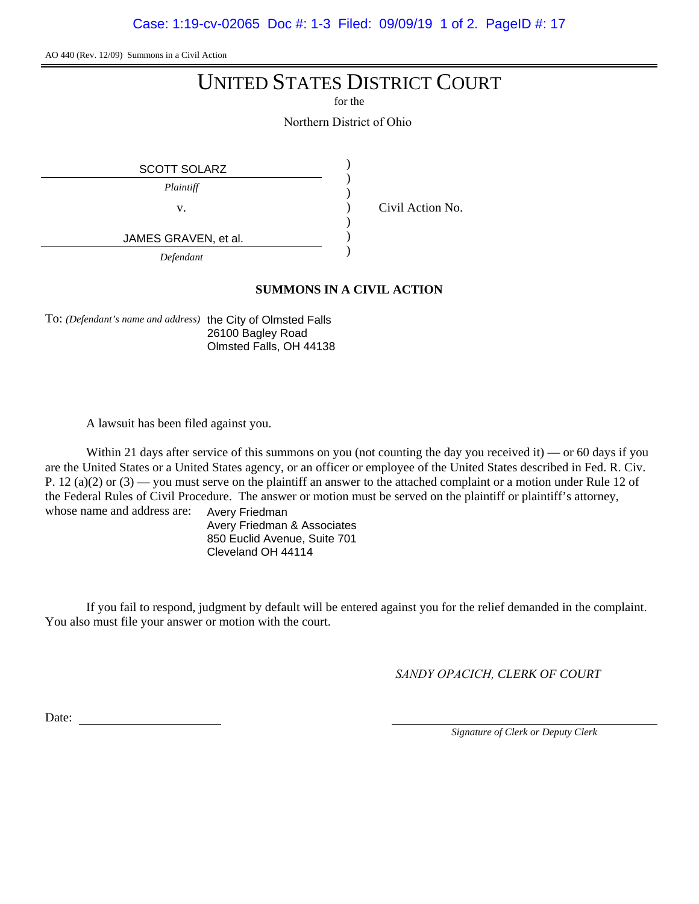AO 440 (Rev. 12/09) Summons in a Civil Action

# UNITED STATES DISTRICT COURT

for the

Northern District of Ohio

SCOTT SOLARZ
*Plaintiff*

v.

JAMES GRAVEN, et al.
*Defendant*

Civil Action No.

## SUMMONS IN A CIVIL ACTION

To: *(Defendant's name and address)* the City of Olmsted Falls
26100 Bagley Road
Olmsted Falls, OH 44138

A lawsuit has been filed against you.

Within 21 days after service of this summons on you (not counting the day you received it) — or 60 days if you are the United States or a United States agency, or an officer or employee of the United States described in Fed. R. Civ. P. 12 (a)(2) or (3) — you must serve on the plaintiff an answer to the attached complaint or a motion under Rule 12 of the Federal Rules of Civil Procedure. The answer or motion must be served on the plaintiff or plaintiff's attorney, whose name and address are:

Avery Friedman
Avery Friedman & Associates
850 Euclid Avenue, Suite 701
Cleveland OH 44114

If you fail to respond, judgment by default will be entered against you for the relief demanded in the complaint. You also must file your answer or motion with the court.

*SANDY OPACICH, CLERK OF COURT*

Date: ____________________

____________________
*Signature of Clerk or Deputy Clerk*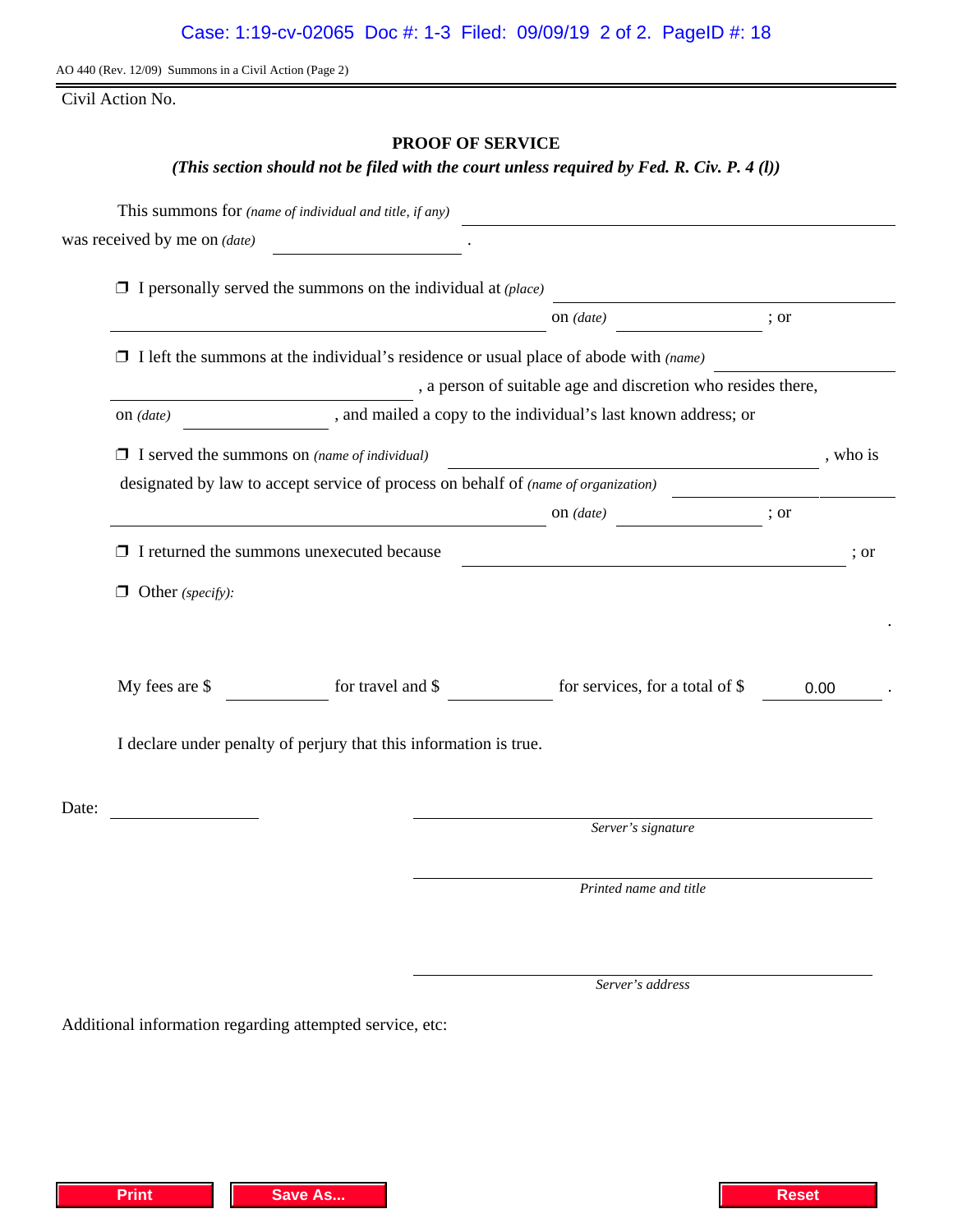AO 440 (Rev. 12/09) Summons in a Civil Action (Page 2)

Civil Action No.

## PROOF OF SERVICE

***(This section should not be filed with the court unless required by Fed. R. Civ. P. 4 (l))***

This summons for *(name of individual and title, if any)* ______________________________

was received by me on *(date)* ____________________ .

❒ I personally served the summons on the individual at *(place)* ______________________________

______________________________ on *(date)* ____________________ ; or

❒ I left the summons at the individual's residence or usual place of abode with *(name)* ____________________

____________________ , a person of suitable age and discretion who resides there,

on *(date)* ____________________ , and mailed a copy to the individual's last known address; or

❒ I served the summons on *(name of individual)* ______________________________ , who is

designated by law to accept service of process on behalf of *(name of organization)* ____________________

______________________________ on *(date)* ____________________ ; or

❒ I returned the summons unexecuted because ______________________________ ; or

❒ Other *(specify)*:

.

My fees are $ __________ for travel and $ __________ for services, for a total of $ 0.00 .

I declare under penalty of perjury that this information is true.

Date: ____________________

______________________________
*Server's signature*

______________________________
*Printed name and title*

______________________________
*Server's address*

Additional information regarding attempted service, etc:

Print | Save As... | Reset